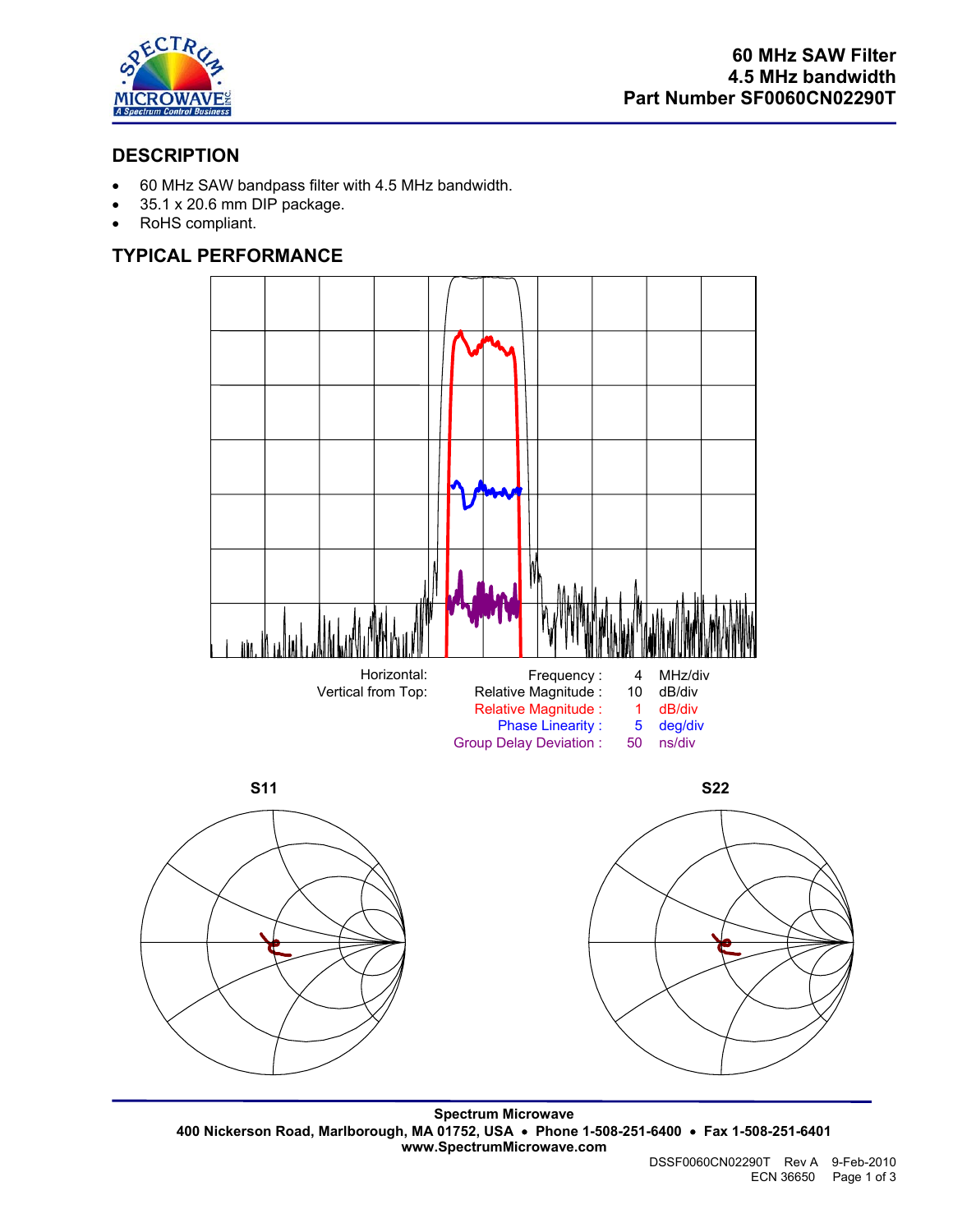# 60 MHz SAW Filter
# 4.5 MHz bandwidth
# Part Number SF0060CN02290T

## DESCRIPTION

- 60 MHz SAW bandpass filter with 4.5 MHz bandwidth.
- 35.1 x 20.6 mm DIP package.
- RoHS compliant.

## TYPICAL PERFORMANCE

| | | | |
|---|---|---|---|
| Horizontal: | Frequency : | 4 | MHz/div |
| Vertical from Top: | Relative Magnitude : | 10 | dB/div |
| | Relative Magnitude : | 1 | dB/div |
| | Phase Linearity : | 5 | deg/div |
| | Group Delay Deviation : | 50 | ns/div |

**S11**

**S22**

**Spectrum Microwave**
**400 Nickerson Road, Marlborough, MA 01752, USA • Phone 1-508-251-6400 • Fax 1-508-251-6401**
**www.SpectrumMicrowave.com**

DSSF0060CN02290T Rev A 9-Feb-2010
ECN 36650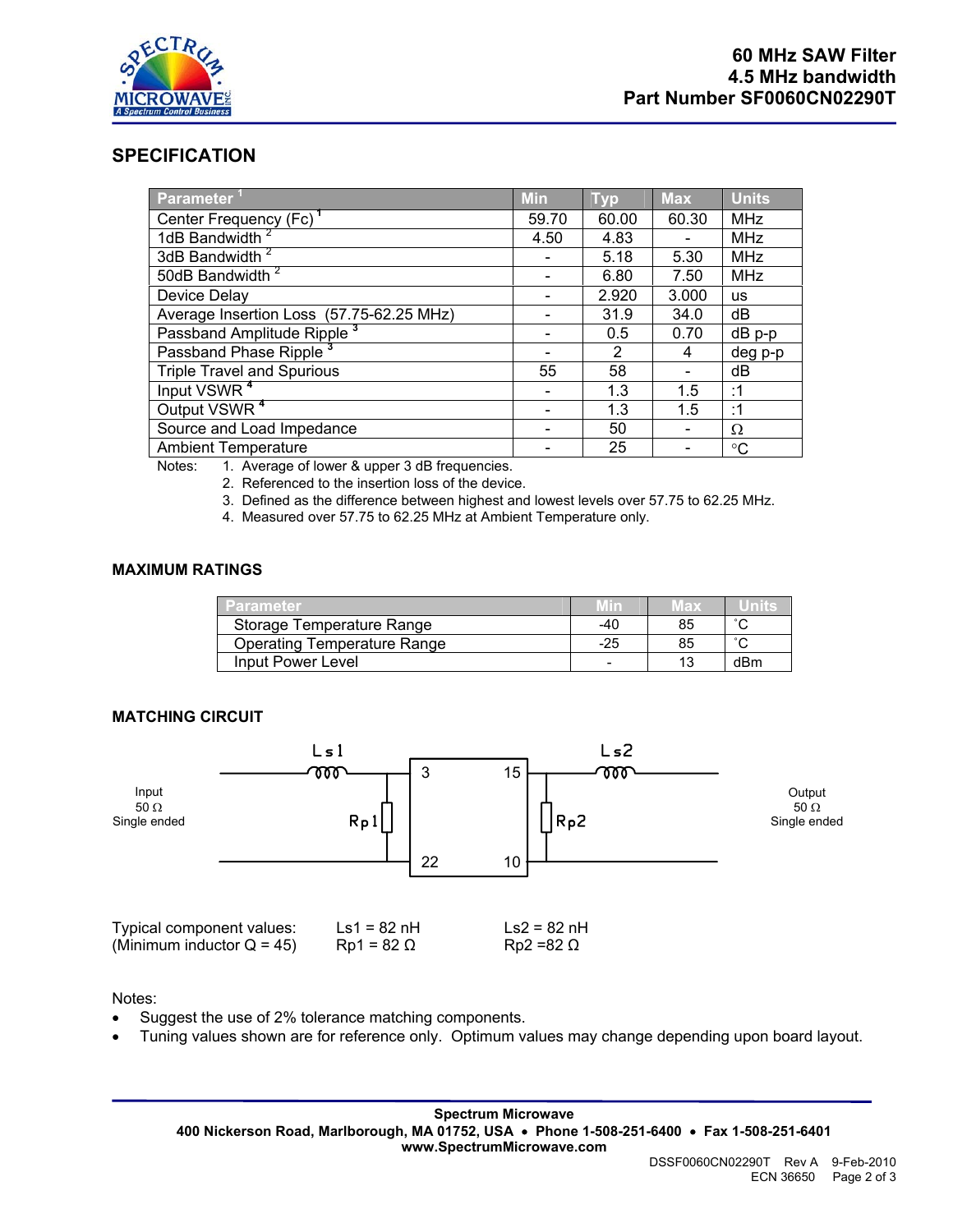# 60 MHz SAW Filter
# 4.5 MHz bandwidth
# Part Number SF0060CN02290T

## SPECIFICATION

| Parameter [1] | Min | Typ | Max | Units |
|---|---|---|---|---|
| Center Frequency (Fc) [1] | 59.70 | 60.00 | 60.30 | MHz |
| 1dB Bandwidth [2] | 4.50 | 4.83 | - | MHz |
| 3dB Bandwidth [2] | - | 5.18 | 5.30 | MHz |
| 50dB Bandwidth [2] | - | 6.80 | 7.50 | MHz |
| Device Delay | - | 2.920 | 3.000 | us |
| Average Insertion Loss (57.75-62.25 MHz) | - | 31.9 | 34.0 | dB |
| Passband Amplitude Ripple [3] | - | 0.5 | 0.70 | dB p-p |
| Passband Phase Ripple [3] | - | 2 | 4 | deg p-p |
| Triple Travel and Spurious | 55 | 58 | - | dB |
| Input VSWR [4] | - | 1.3 | 1.5 | :1 |
| Output VSWR [4] | - | 1.3 | 1.5 | :1 |
| Source and Load Impedance | - | 50 | - | Ω |
| Ambient Temperature | - | 25 | - | °C |

Notes:
1. Average of lower & upper 3 dB frequencies.
2. Referenced to the insertion loss of the device.
3. Defined as the difference between highest and lowest levels over 57.75 to 62.25 MHz.
4. Measured over 57.75 to 62.25 MHz at Ambient Temperature only.

### MAXIMUM RATINGS

| Parameter | Min | Max | Units |
|---|---|---|---|
| Storage Temperature Range | -40 | 85 | ˚C |
| Operating Temperature Range | -25 | 85 | ˚C |
| Input Power Level | - | 13 | dBm |

### MATCHING CIRCUIT

Input 50 Ω Single ended — Ls1 — Rp1 — [3, 22 | 15, 10] — Rp2 — Ls2 — Output 50 Ω Single ended

Typical component values: Ls1 = 82 nH, Ls2 = 82 nH
(Minimum inductor Q = 45) Rp1 = 82 Ω, Rp2 =82 Ω

Notes:
- Suggest the use of 2% tolerance matching components.
- Tuning values shown are for reference only. Optimum values may change depending upon board layout.

**Spectrum Microwave**
**400 Nickerson Road, Marlborough, MA 01752, USA • Phone 1-508-251-6400 • Fax 1-508-251-6401**
**www.SpectrumMicrowave.com**

DSSF0060CN02290T Rev A 9-Feb-2010
ECN 36650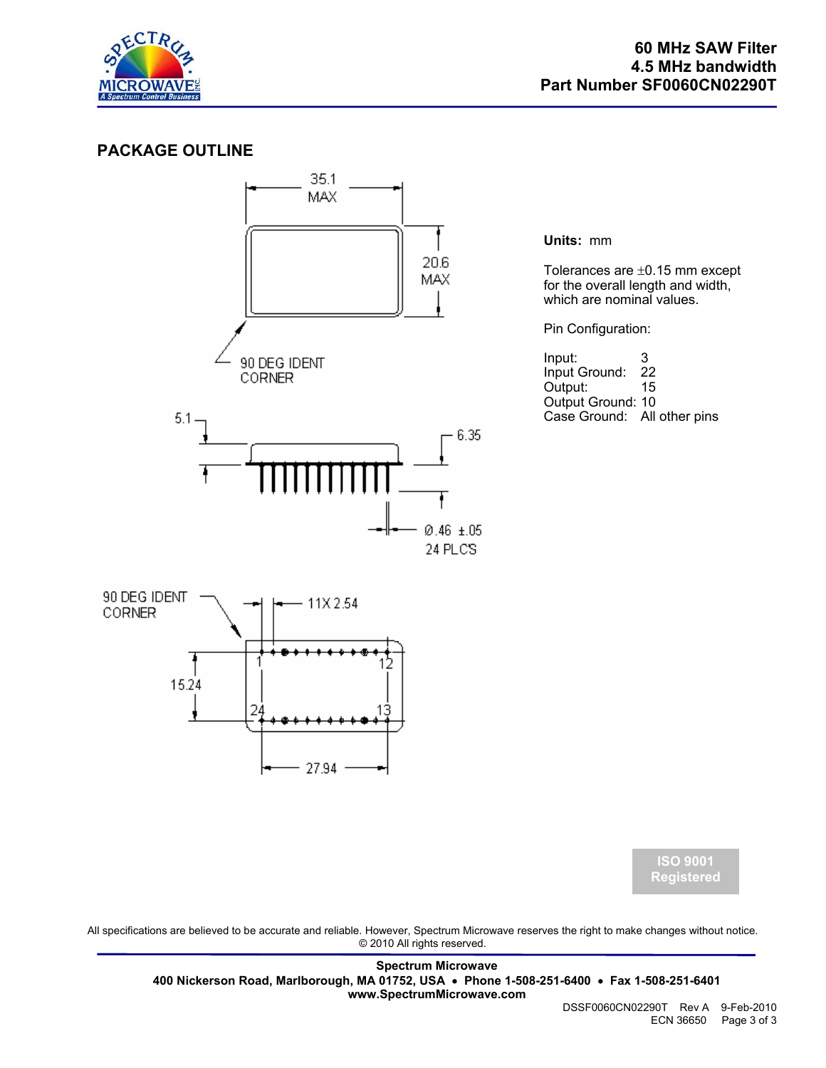# 60 MHz SAW Filter
# 4.5 MHz bandwidth
# Part Number SF0060CN02290T

## PACKAGE OUTLINE

35.1
MAX

20.6
MAX

90 DEG IDENT
CORNER

5.1

6.35

Ø.46 ±.05
24 PLC'S

90 DEG IDENT
CORNER

11X 2.54

1

12

15.24

24

13

27.94

**Units:** mm

Tolerances are ±0.15 mm except for the overall length and width, which are nominal values.

Pin Configuration:

| | |
|---|---|
| Input: | 3 |
| Input Ground: | 22 |
| Output: | 15 |
| Output Ground: | 10 |
| Case Ground: | All other pins |

ISO 9001
Registered

All specifications are believed to be accurate and reliable. However, Spectrum Microwave reserves the right to make changes without notice.
© 2010 All rights reserved.

**Spectrum Microwave**
**400 Nickerson Road, Marlborough, MA 01752, USA • Phone 1-508-251-6400 • Fax 1-508-251-6401**
**www.SpectrumMicrowave.com**

DSSF0060CN02290T Rev A 9-Feb-2010
ECN 36650